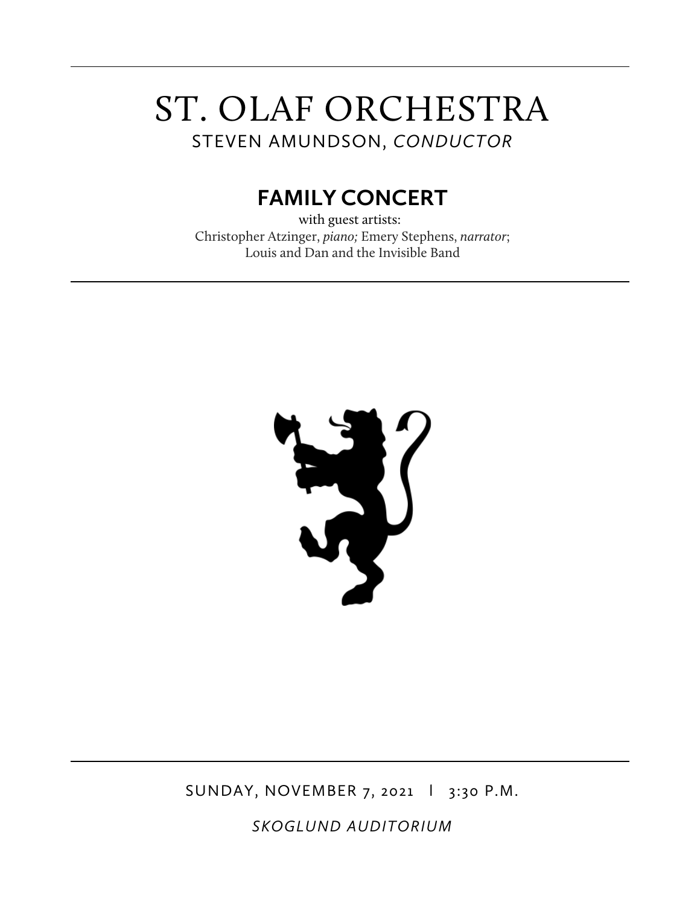# ST. OLAF ORCHESTRA

STEVEN AMUNDSON, *CONDUCTOR*

## FAMILY CONCERT

with guest artists:
Christopher Atzinger, *piano;* Emery Stephens, *narrator*;
Louis and Dan and the Invisible Band

SUNDAY, NOVEMBER 7, 2021 | 3:30 P.M.

*SKOGLUND AUDITORIUM*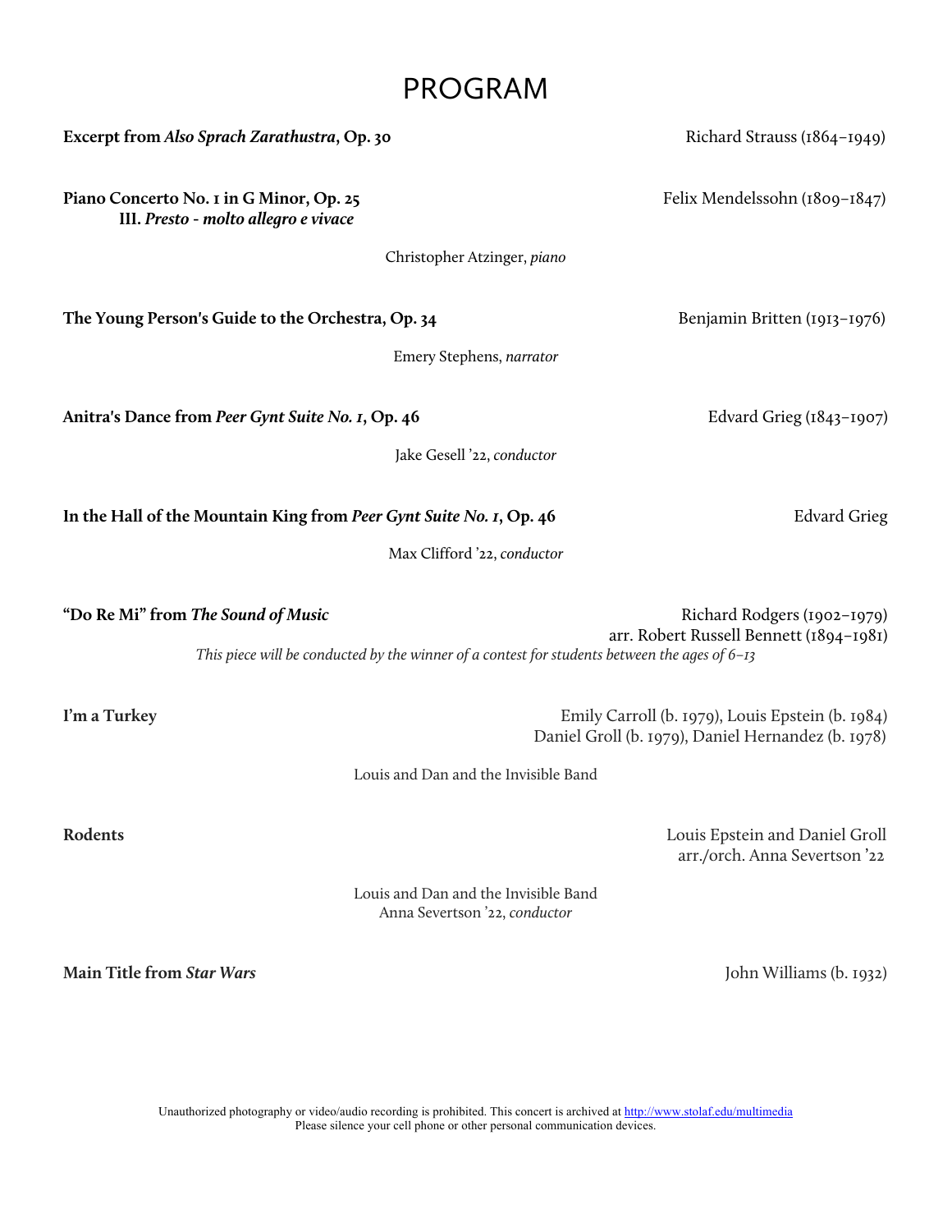# PROGRAM

**Excerpt from *Also Sprach Zarathustra*, Op. 30** — Richard Strauss (1864–1949)

**Piano Concerto No. 1 in G Minor, Op. 25** — Felix Mendelssohn (1809–1847)
**III. *Presto - molto allegro e vivace***

Christopher Atzinger, *piano*

**The Young Person's Guide to the Orchestra, Op. 34** — Benjamin Britten (1913–1976)

Emery Stephens, *narrator*

**Anitra's Dance from *Peer Gynt Suite No. 1*, Op. 46** — Edvard Grieg (1843–1907)

Jake Gesell '22, *conductor*

**In the Hall of the Mountain King from *Peer Gynt Suite No. 1*, Op. 46** — Edvard Grieg

Max Clifford '22, *conductor*

**"Do Re Mi" from *The Sound of Music*** — Richard Rodgers (1902–1979)
arr. Robert Russell Bennett (1894–1981)

*This piece will be conducted by the winner of a contest for students between the ages of 6–13*

**I'm a Turkey** — Emily Carroll (b. 1979), Louis Epstein (b. 1984)
Daniel Groll (b. 1979), Daniel Hernandez (b. 1978)

Louis and Dan and the Invisible Band

**Rodents** — Louis Epstein and Daniel Groll
arr./orch. Anna Severtson '22

Louis and Dan and the Invisible Band
Anna Severtson '22, *conductor*

**Main Title from *Star Wars*** — John Williams (b. 1932)

Unauthorized photography or video/audio recording is prohibited. This concert is archived at http://www.stolaf.edu/multimedia
Please silence your cell phone or other personal communication devices.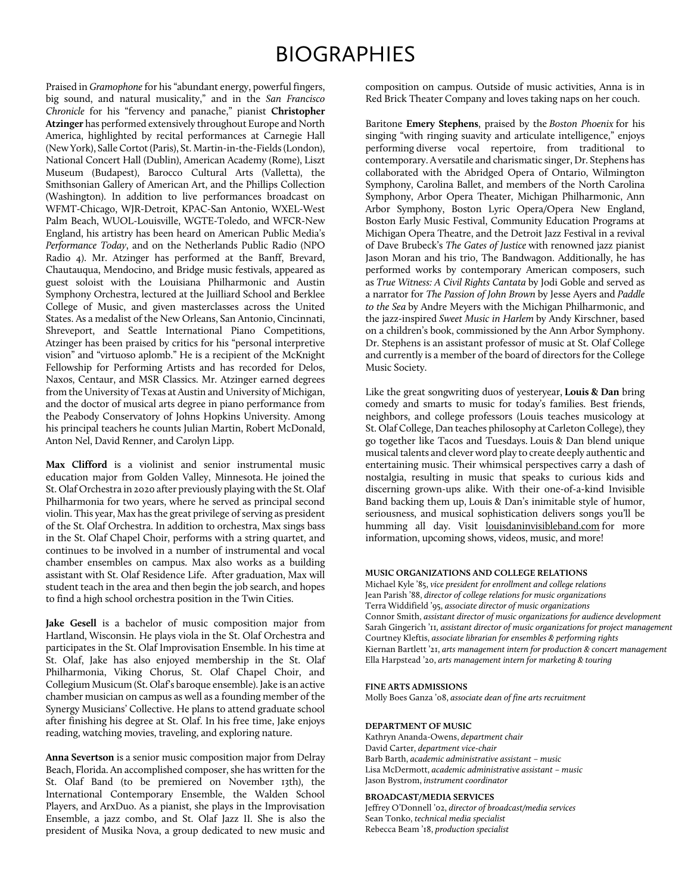# BIOGRAPHIES

Praised in *Gramophone* for his "abundant energy, powerful fingers, big sound, and natural musicality," and in the *San Francisco Chronicle* for his "fervency and panache," pianist **Christopher Atzinger** has performed extensively throughout Europe and North America, highlighted by recital performances at Carnegie Hall (New York), Salle Cortot (Paris), St. Martin-in-the-Fields (London), National Concert Hall (Dublin), American Academy (Rome), Liszt Museum (Budapest), Barocco Cultural Arts (Valletta), the Smithsonian Gallery of American Art, and the Phillips Collection (Washington). In addition to live performances broadcast on WFMT-Chicago, WJR-Detroit, KPAC-San Antonio, WXEL-West Palm Beach, WUOL-Louisville, WGTE-Toledo, and WFCR-New England, his artistry has been heard on American Public Media's *Performance Today*, and on the Netherlands Public Radio (NPO Radio 4). Mr. Atzinger has performed at the Banff, Brevard, Chautauqua, Mendocino, and Bridge music festivals, appeared as guest soloist with the Louisiana Philharmonic and Austin Symphony Orchestra, lectured at the Juilliard School and Berklee College of Music, and given masterclasses across the United States. As a medalist of the New Orleans, San Antonio, Cincinnati, Shreveport, and Seattle International Piano Competitions, Atzinger has been praised by critics for his "personal interpretive vision" and "virtuoso aplomb." He is a recipient of the McKnight Fellowship for Performing Artists and has recorded for Delos, Naxos, Centaur, and MSR Classics. Mr. Atzinger earned degrees from the University of Texas at Austin and University of Michigan, and the doctor of musical arts degree in piano performance from the Peabody Conservatory of Johns Hopkins University. Among his principal teachers he counts Julian Martin, Robert McDonald, Anton Nel, David Renner, and Carolyn Lipp.

**Max Clifford** is a violinist and senior instrumental music education major from Golden Valley, Minnesota. He joined the St. Olaf Orchestra in 2020 after previously playing with the St. Olaf Philharmonia for two years, where he served as principal second violin. This year, Max has the great privilege of serving as president of the St. Olaf Orchestra. In addition to orchestra, Max sings bass in the St. Olaf Chapel Choir, performs with a string quartet, and continues to be involved in a number of instrumental and vocal chamber ensembles on campus. Max also works as a building assistant with St. Olaf Residence Life. After graduation, Max will student teach in the area and then begin the job search, and hopes to find a high school orchestra position in the Twin Cities.

**Jake Gesell** is a bachelor of music composition major from Hartland, Wisconsin. He plays viola in the St. Olaf Orchestra and participates in the St. Olaf Improvisation Ensemble. In his time at St. Olaf, Jake has also enjoyed membership in the St. Olaf Philharmonia, Viking Chorus, St. Olaf Chapel Choir, and Collegium Musicum (St. Olaf's baroque ensemble). Jake is an active chamber musician on campus as well as a founding member of the Synergy Musicians' Collective. He plans to attend graduate school after finishing his degree at St. Olaf. In his free time, Jake enjoys reading, watching movies, traveling, and exploring nature.

**Anna Severtson** is a senior music composition major from Delray Beach, Florida. An accomplished composer, she has written for the St. Olaf Band (to be premiered on November 13th), the International Contemporary Ensemble, the Walden School Players, and ArxDuo. As a pianist, she plays in the Improvisation Ensemble, a jazz combo, and St. Olaf Jazz II. She is also the president of Musika Nova, a group dedicated to new music and composition on campus. Outside of music activities, Anna is in Red Brick Theater Company and loves taking naps on her couch.

Baritone **Emery Stephens**, praised by the *Boston Phoenix* for his singing "with ringing suavity and articulate intelligence," enjoys performing diverse vocal repertoire, from traditional to contemporary. A versatile and charismatic singer, Dr. Stephens has collaborated with the Abridged Opera of Ontario, Wilmington Symphony, Carolina Ballet, and members of the North Carolina Symphony, Arbor Opera Theater, Michigan Philharmonic, Ann Arbor Symphony, Boston Lyric Opera/Opera New England, Boston Early Music Festival, Community Education Programs at Michigan Opera Theatre, and the Detroit Jazz Festival in a revival of Dave Brubeck's *The Gates of Justice* with renowned jazz pianist Jason Moran and his trio, The Bandwagon. Additionally, he has performed works by contemporary American composers, such as *True Witness: A Civil Rights Cantata* by Jodi Goble and served as a narrator for *The Passion of John Brown* by Jesse Ayers and *Paddle to the Sea* by Andre Meyers with the Michigan Philharmonic, and the jazz-inspired *Sweet Music in Harlem* by Andy Kirschner, based on a children's book, commissioned by the Ann Arbor Symphony. Dr. Stephens is an assistant professor of music at St. Olaf College and currently is a member of the board of directors for the College Music Society.

Like the great songwriting duos of yesteryear, **Louis & Dan** bring comedy and smarts to music for today's families. Best friends, neighbors, and college professors (Louis teaches musicology at St. Olaf College, Dan teaches philosophy at Carleton College), they go together like Tacos and Tuesdays. Louis & Dan blend unique musical talents and clever word play to create deeply authentic and entertaining music. Their whimsical perspectives carry a dash of nostalgia, resulting in music that speaks to curious kids and discerning grown-ups alike. With their one-of-a-kind Invisible Band backing them up, Louis & Dan's inimitable style of humor, seriousness, and musical sophistication delivers songs you'll be humming all day. Visit louisdaninvisibleband.com for more information, upcoming shows, videos, music, and more!

**MUSIC ORGANIZATIONS AND COLLEGE RELATIONS**

Michael Kyle '85, *vice president for enrollment and college relations*
Jean Parish '88, *director of college relations for music organizations*
Terra Widdifield '95, *associate director of music organizations*
Connor Smith, *assistant director of music organizations for audience development*
Sarah Gingerich '11, *assistant director of music organizations for project management*
Courtney Kleftis, *associate librarian for ensembles & performing rights*
Kiernan Bartlett '21, *arts management intern for production & concert management*
Ella Harpstead '20, *arts management intern for marketing & touring*

**FINE ARTS ADMISSIONS**

Molly Boes Ganza '08, *associate dean of fine arts recruitment*

**DEPARTMENT OF MUSIC**

Kathryn Ananda-Owens, *department chair*
David Carter, *department vice-chair*
Barb Barth, *academic administrative assistant – music*
Lisa McDermott, *academic administrative assistant – music*
Jason Bystrom, *instrument coordinator*

**BROADCAST/MEDIA SERVICES**

Jeffrey O'Donnell '02, *director of broadcast/media services*
Sean Tonko, *technical media specialist*
Rebecca Beam '18, *production specialist*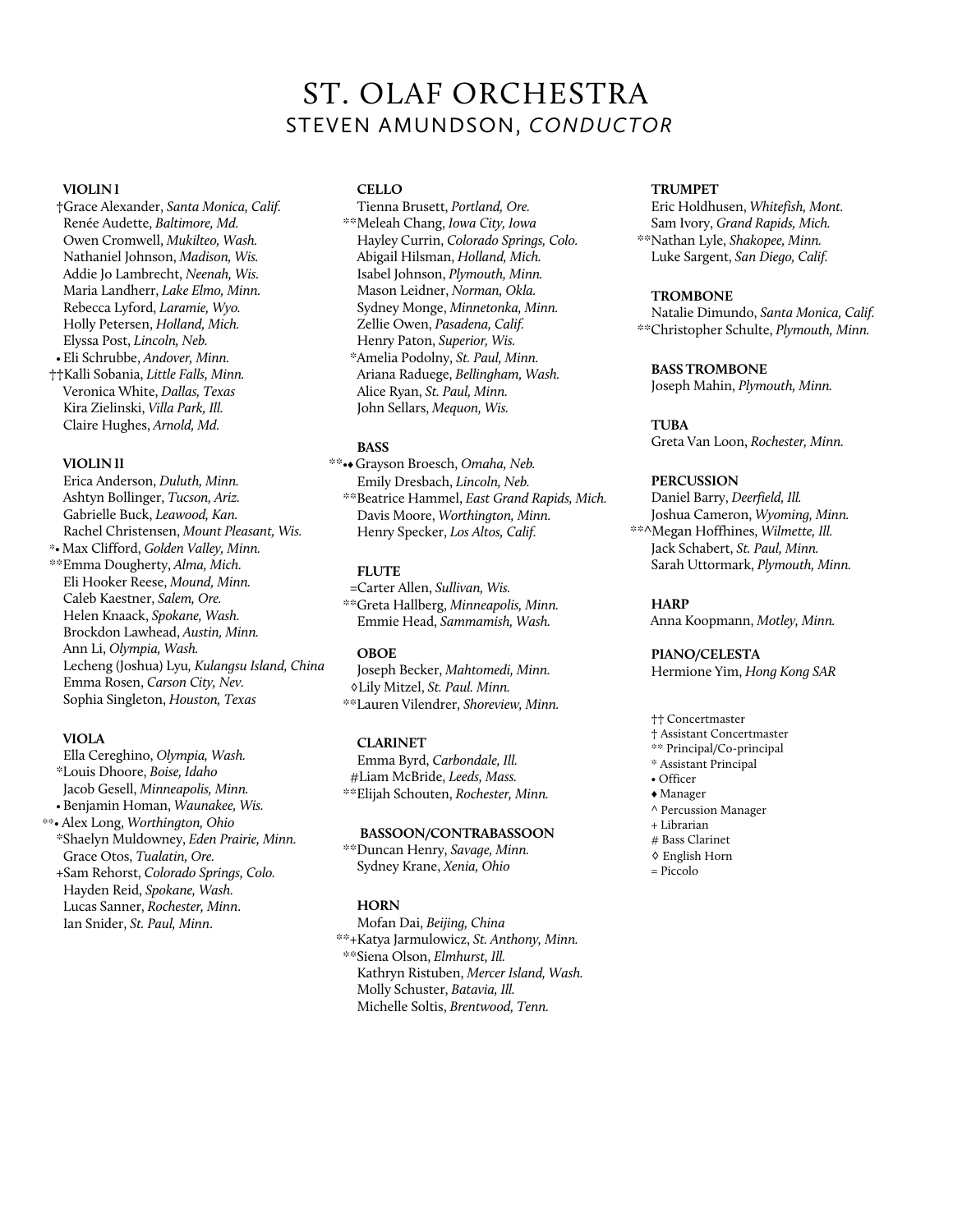# ST. OLAF ORCHESTRA

## STEVEN AMUNDSON, *CONDUCTOR*

**VIOLIN I**

†Grace Alexander, *Santa Monica, Calif.*
Renée Audette, *Baltimore, Md.*
Owen Cromwell, *Mukilteo, Wash.*
Nathaniel Johnson, *Madison, Wis.*
Addie Jo Lambrecht, *Neenah, Wis.*
Maria Landherr, *Lake Elmo, Minn.*
Rebecca Lyford, *Laramie, Wyo.*
Holly Petersen, *Holland, Mich.*
Elyssa Post, *Lincoln, Neb.*
• Eli Schrubbe, *Andover, Minn.*
††Kalli Sobania, *Little Falls, Minn.*
Veronica White, *Dallas, Texas*
Kira Zielinski, *Villa Park, Ill.*
Claire Hughes, *Arnold, Md.*

**VIOLIN II**

Erica Anderson, *Duluth, Minn.*
Ashtyn Bollinger, *Tucson, Ariz.*
Gabrielle Buck, *Leawood, Kan.*
Rachel Christensen, *Mount Pleasant, Wis.*
*• Max Clifford, *Golden Valley, Minn.*
**Emma Dougherty, *Alma, Mich.*
Eli Hooker Reese, *Mound, Minn.*
Caleb Kaestner, *Salem, Ore.*
Helen Knaack, *Spokane, Wash.*
Brockdon Lawhead, *Austin, Minn.*
Ann Li, *Olympia, Wash.*
Lecheng (Joshua) Lyu, *Kulangsu Island, China*
Emma Rosen, *Carson City, Nev.*
Sophia Singleton, *Houston, Texas*

**VIOLA**

Ella Cereghino, *Olympia, Wash.*
*Louis Dhoore, *Boise, Idaho*
Jacob Gesell, *Minneapolis, Minn.*
• Benjamin Homan, *Waunakee, Wis.*
**• Alex Long, *Worthington, Ohio*
*Shaelyn Muldowney, *Eden Prairie, Minn.*
Grace Otos, *Tualatin, Ore.*
+Sam Rehorst, *Colorado Springs, Colo.*
Hayden Reid, *Spokane, Wash.*
Lucas Sanner, *Rochester, Minn.*
Ian Snider, *St. Paul, Minn.*

**CELLO**

Tienna Brusett, *Portland, Ore.*
**Meleah Chang, *Iowa City, Iowa*
Hayley Currin, *Colorado Springs, Colo.*
Abigail Hilsman, *Holland, Mich.*
Isabel Johnson, *Plymouth, Minn.*
Mason Leidner, *Norman, Okla.*
Sydney Monge, *Minnetonka, Minn.*
Zellie Owen, *Pasadena, Calif.*
Henry Paton, *Superior, Wis.*
*Amelia Podolny, *St. Paul, Minn.*
Ariana Raduege, *Bellingham, Wash.*
Alice Ryan, *St. Paul, Minn.*
John Sellars, *Mequon, Wis.*

**BASS**

**•♦ Grayson Broesch, *Omaha, Neb.*
Emily Dresbach, *Lincoln, Neb.*
**Beatrice Hammel, *East Grand Rapids, Mich.*
Davis Moore, *Worthington, Minn.*
Henry Specker, *Los Altos, Calif.*

**FLUTE**

=Carter Allen, *Sullivan, Wis.*
**Greta Hallberg, *Minneapolis, Minn.*
Emmie Head, *Sammamish, Wash.*

**OBOE**

Joseph Becker, *Mahtomedi, Minn.*
◊Lily Mitzel, *St. Paul. Minn.*
**Lauren Vilendrer, *Shoreview, Minn.*

**CLARINET**

Emma Byrd, *Carbondale, Ill.*
#Liam McBride, *Leeds, Mass.*
**Elijah Schouten, *Rochester, Minn.*

**BASSOON/CONTRABASSOON**

**Duncan Henry, *Savage, Minn.*
Sydney Krane, *Xenia, Ohio*

**HORN**

Mofan Dai, *Beijing, China*
**+Katya Jarmulowicz, *St. Anthony, Minn.*
**Siena Olson, *Elmhurst, Ill.*
Kathryn Ristuben, *Mercer Island, Wash.*
Molly Schuster, *Batavia, Ill.*
Michelle Soltis, *Brentwood, Tenn.*

**TRUMPET**

Eric Holdhusen, *Whitefish, Mont.*
Sam Ivory, *Grand Rapids, Mich.*
**Nathan Lyle, *Shakopee, Minn.*
Luke Sargent, *San Diego, Calif.*

**TROMBONE**

Natalie Dimundo, *Santa Monica, Calif.*
**Christopher Schulte, *Plymouth, Minn.*

**BASS TROMBONE**

Joseph Mahin, *Plymouth, Minn.*

**TUBA**

Greta Van Loon, *Rochester, Minn.*

**PERCUSSION**

Daniel Barry, *Deerfield, Ill.*
Joshua Cameron, *Wyoming, Minn.*
**^Megan Hoffhines, *Wilmette, Ill.*
Jack Schabert, *St. Paul, Minn.*
Sarah Uttormark, *Plymouth, Minn.*

**HARP**

Anna Koopmann, *Motley, Minn.*

**PIANO/CELESTA**

Hermione Yim, *Hong Kong SAR*

†† Concertmaster
† Assistant Concertmaster
** Principal/Co-principal
* Assistant Principal
• Officer
♦ Manager
^ Percussion Manager
+ Librarian
# Bass Clarinet
◊ English Horn
= Piccolo